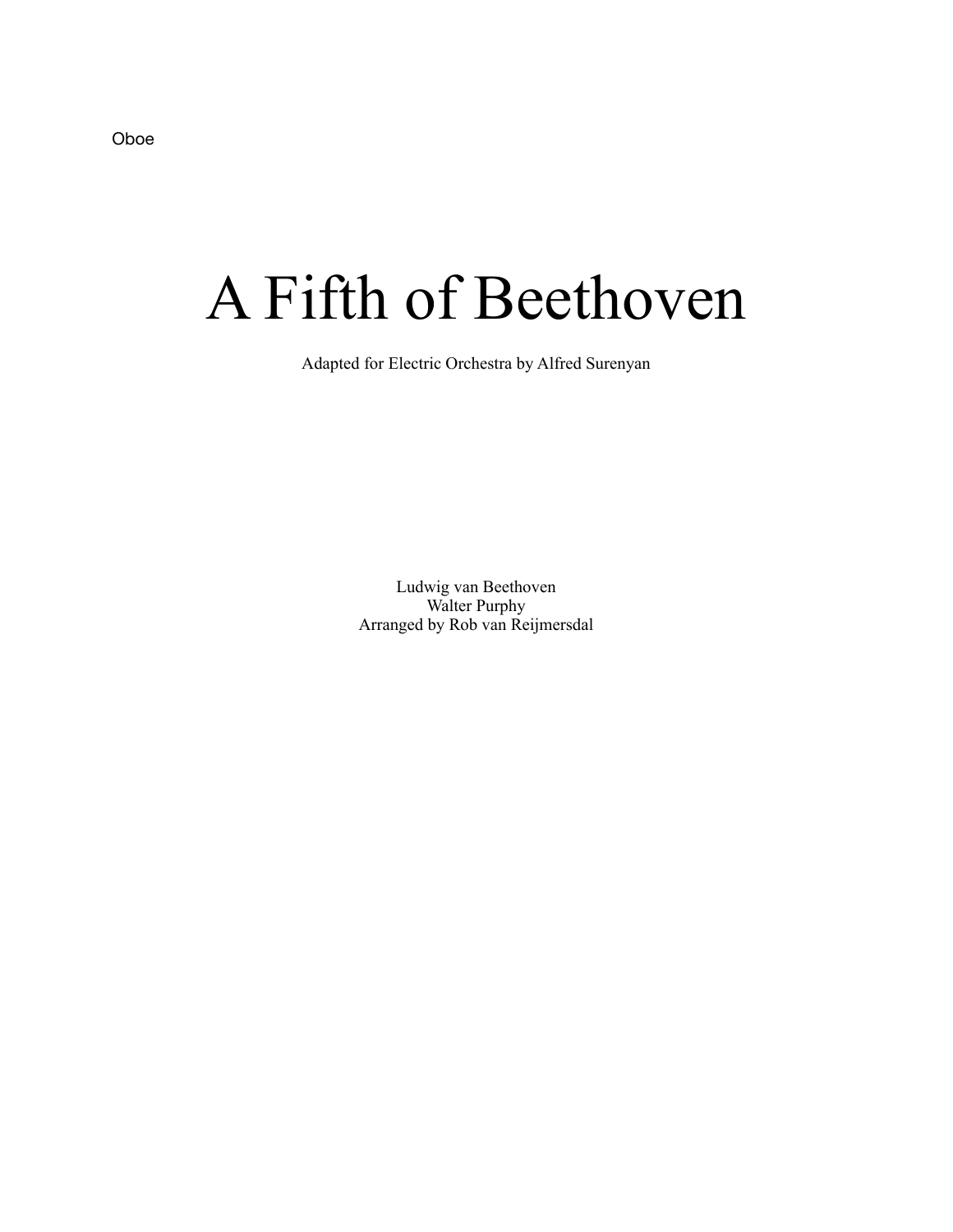Oboe

# A Fifth of Beethoven

Adapted for Electric Orchestra by Alfred Surenyan

Ludwig van Beethoven
Walter Purphy
Arranged by Rob van Reijmersdal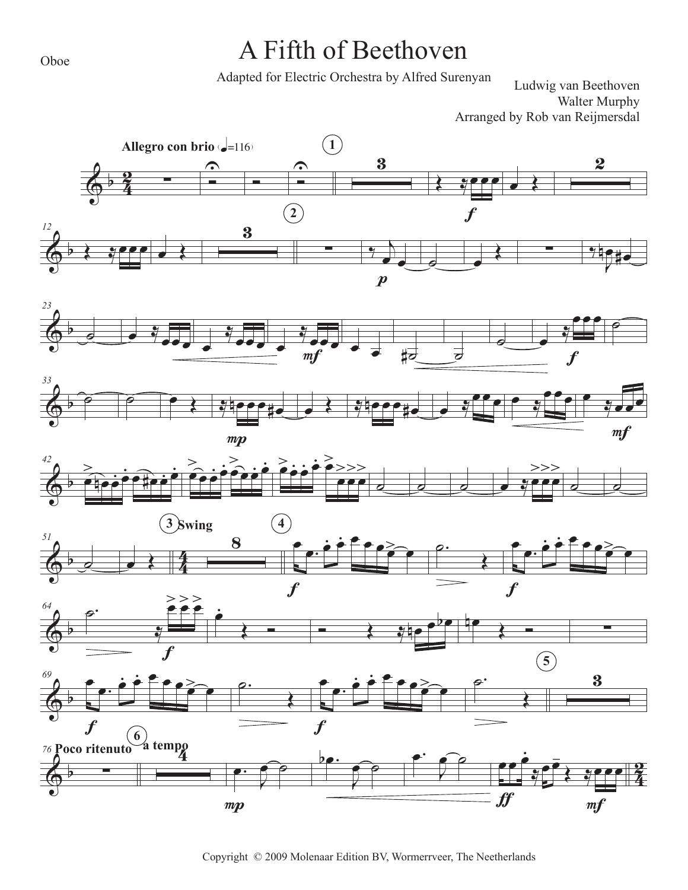Oboe

# A Fifth of Beethoven

Adapted for Electric Orchestra by Alfred Surenyan

Ludwig van Beethoven
Walter Murphy
Arranged by Rob van Reijmersdal

Copyright © 2009 Molenaar Edition BV, Wormerveer, The Neetherlands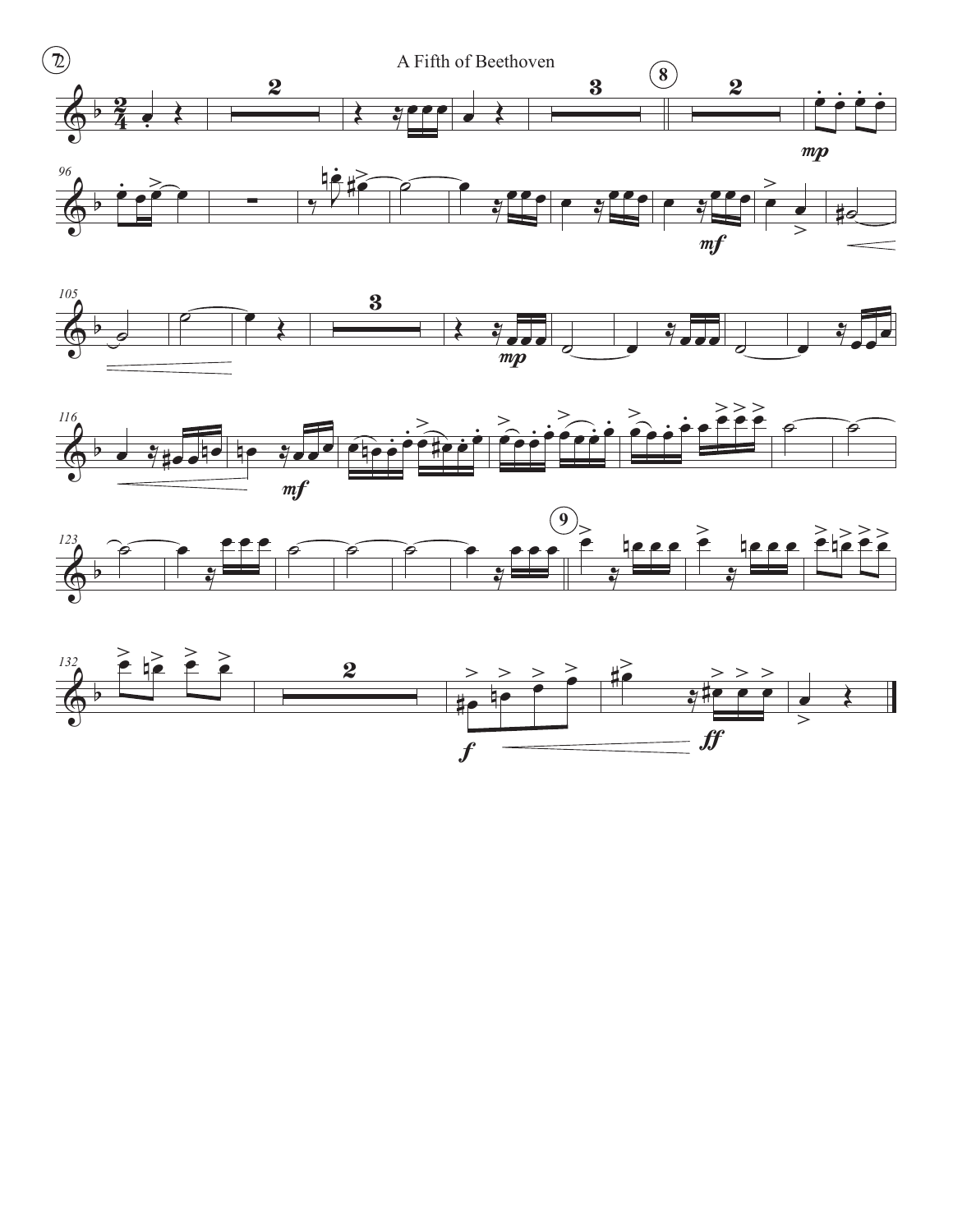A Fifth of Beethoven